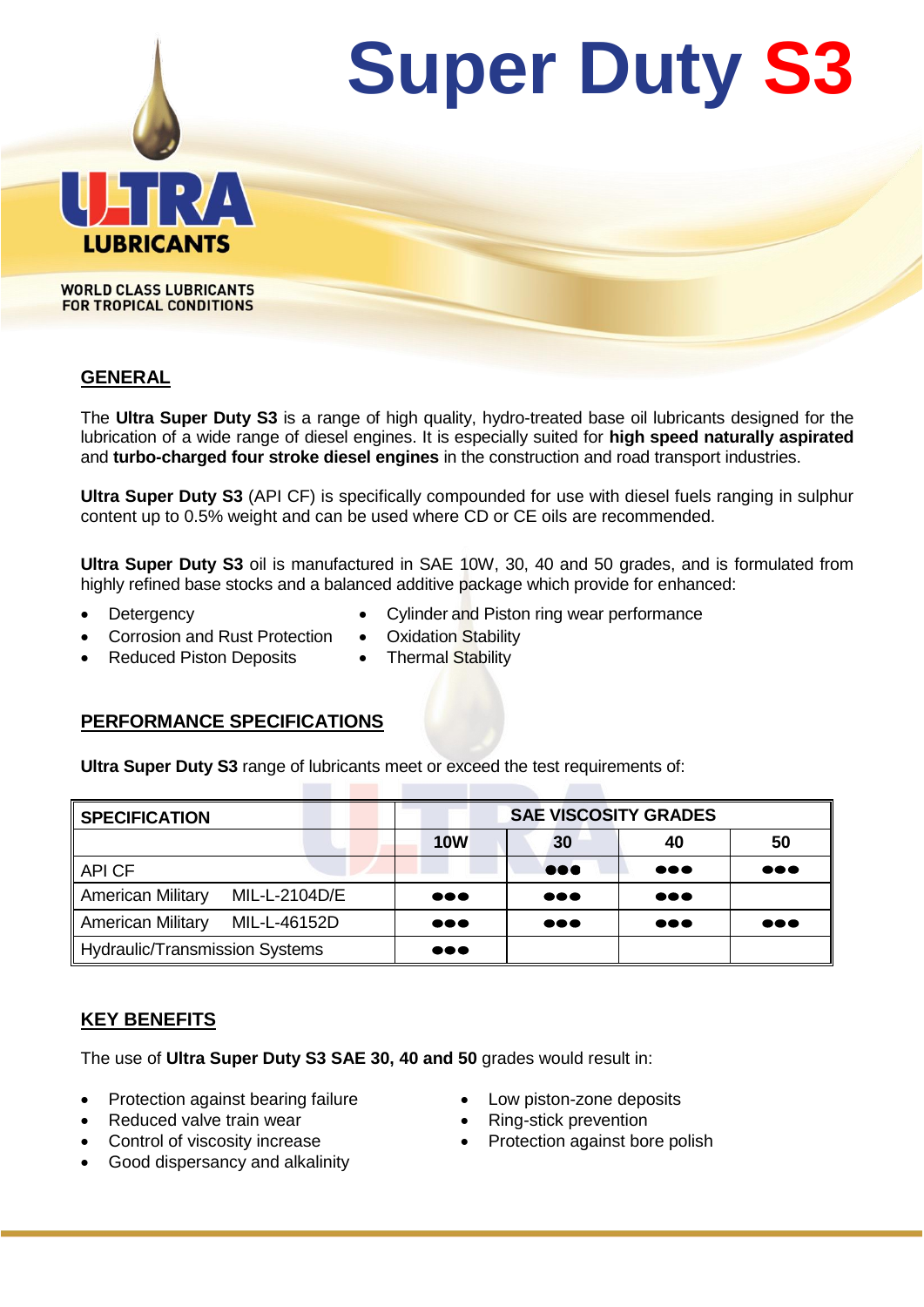# Super Duty S3

ULTRA LUBRICANTS

WORLD CLASS LUBRICANTS FOR TROPICAL CONDITIONS

## GENERAL

The **Ultra Super Duty S3** is a range of high quality, hydro-treated base oil lubricants designed for the lubrication of a wide range of diesel engines. It is especially suited for **high speed naturally aspirated** and **turbo-charged four stroke diesel engines** in the construction and road transport industries.

**Ultra Super Duty S3** (API CF) is specifically compounded for use with diesel fuels ranging in sulphur content up to 0.5% weight and can be used where CD or CE oils are recommended.

**Ultra Super Duty S3** oil is manufactured in SAE 10W, 30, 40 and 50 grades, and is formulated from highly refined base stocks and a balanced additive package which provide for enhanced:

- Detergency
- Corrosion and Rust Protection
- Reduced Piston Deposits
- Cylinder and Piston ring wear performance
- Oxidation Stability
- Thermal Stability

## PERFORMANCE SPECIFICATIONS

**Ultra Super Duty S3** range of lubricants meet or exceed the test requirements of:

| SPECIFICATION | SAE VISCOSITY GRADES | | | |
|---|---|---|---|---|
| | 10W | 30 | 40 | 50 |
| API CF | | ●●● | ●●● | ●●● |
| American Military MIL-L-2104D/E | ●●● | ●●● | ●●● | |
| American Military MIL-L-46152D | ●●● | ●●● | ●●● | ●●● |
| Hydraulic/Transmission Systems | ●●● | | | |

## KEY BENEFITS

The use of **Ultra Super Duty S3 SAE 30, 40 and 50** grades would result in:

- Protection against bearing failure
- Reduced valve train wear
- Control of viscosity increase
- Good dispersancy and alkalinity
- Low piston-zone deposits
- Ring-stick prevention
- Protection against bore polish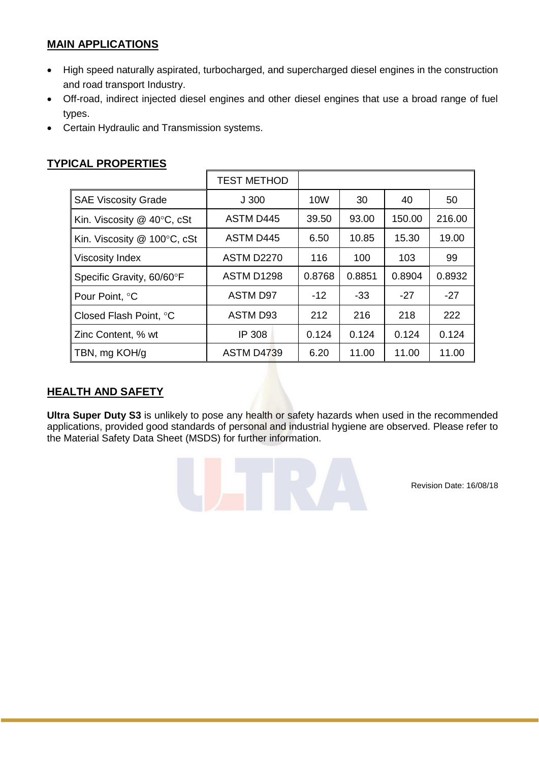## MAIN APPLICATIONS

- High speed naturally aspirated, turbocharged, and supercharged diesel engines in the construction and road transport Industry.
- Off-road, indirect injected diesel engines and other diesel engines that use a broad range of fuel types.
- Certain Hydraulic and Transmission systems.

## TYPICAL PROPERTIES

| | TEST METHOD | | | | |
|---|---|---|---|---|---|
| SAE Viscosity Grade | J 300 | 10W | 30 | 40 | 50 |
| Kin. Viscosity @ 40°C, cSt | ASTM D445 | 39.50 | 93.00 | 150.00 | 216.00 |
| Kin. Viscosity @ 100°C, cSt | ASTM D445 | 6.50 | 10.85 | 15.30 | 19.00 |
| Viscosity Index | ASTM D2270 | 116 | 100 | 103 | 99 |
| Specific Gravity, 60/60°F | ASTM D1298 | 0.8768 | 0.8851 | 0.8904 | 0.8932 |
| Pour Point, °C | ASTM D97 | -12 | -33 | -27 | -27 |
| Closed Flash Point, °C | ASTM D93 | 212 | 216 | 218 | 222 |
| Zinc Content, % wt | IP 308 | 0.124 | 0.124 | 0.124 | 0.124 |
| TBN, mg KOH/g | ASTM D4739 | 6.20 | 11.00 | 11.00 | 11.00 |

## HEALTH AND SAFETY

**Ultra Super Duty S3** is unlikely to pose any health or safety hazards when used in the recommended applications, provided good standards of personal and industrial hygiene are observed. Please refer to the Material Safety Data Sheet (MSDS) for further information.

Revision Date: 16/08/18